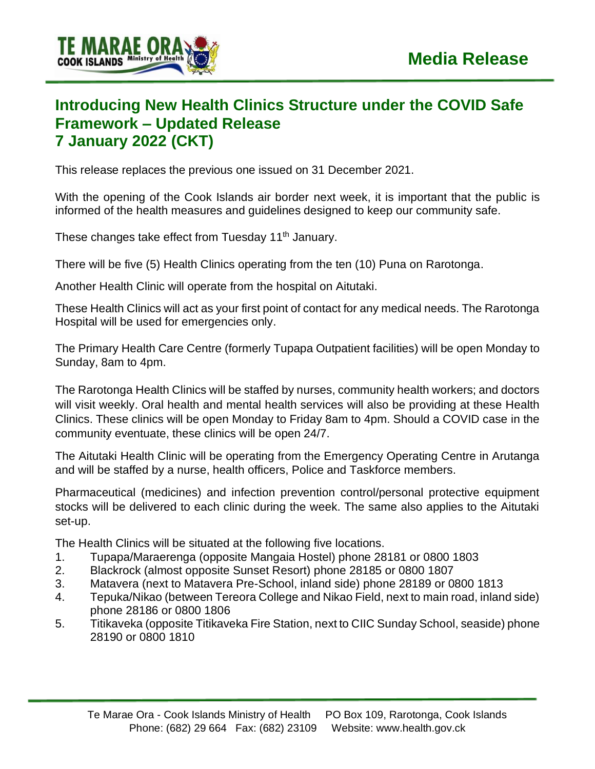# Media Release

TE MARAE ORA COOK ISLANDS Ministry of Health

## Introducing New Health Clinics Structure under the COVID Safe Framework – Updated Release
## 7 January 2022 (CKT)

This release replaces the previous one issued on 31 December 2021.

With the opening of the Cook Islands air border next week, it is important that the public is informed of the health measures and guidelines designed to keep our community safe.

These changes take effect from Tuesday 11th January.

There will be five (5) Health Clinics operating from the ten (10) Puna on Rarotonga.

Another Health Clinic will operate from the hospital on Aitutaki.

These Health Clinics will act as your first point of contact for any medical needs. The Rarotonga Hospital will be used for emergencies only.

The Primary Health Care Centre (formerly Tupapa Outpatient facilities) will be open Monday to Sunday, 8am to 4pm.

The Rarotonga Health Clinics will be staffed by nurses, community health workers; and doctors will visit weekly. Oral health and mental health services will also be providing at these Health Clinics. These clinics will be open Monday to Friday 8am to 4pm. Should a COVID case in the community eventuate, these clinics will be open 24/7.

The Aitutaki Health Clinic will be operating from the Emergency Operating Centre in Arutanga and will be staffed by a nurse, health officers, Police and Taskforce members.

Pharmaceutical (medicines) and infection prevention control/personal protective equipment stocks will be delivered to each clinic during the week. The same also applies to the Aitutaki set-up.

The Health Clinics will be situated at the following five locations.

1. Tupapa/Maraerenga (opposite Mangaia Hostel) phone 28181 or 0800 1803
2. Blackrock (almost opposite Sunset Resort) phone 28185 or 0800 1807
3. Matavera (next to Matavera Pre-School, inland side) phone 28189 or 0800 1813
4. Tepuka/Nikao (between Tereora College and Nikao Field, next to main road, inland side) phone 28186 or 0800 1806
5. Titikaveka (opposite Titikaveka Fire Station, next to CIIC Sunday School, seaside) phone 28190 or 0800 1810

Te Marae Ora - Cook Islands Ministry of Health PO Box 109, Rarotonga, Cook Islands
Phone: (682) 29 664 Fax: (682) 23109 Website: www.health.gov.ck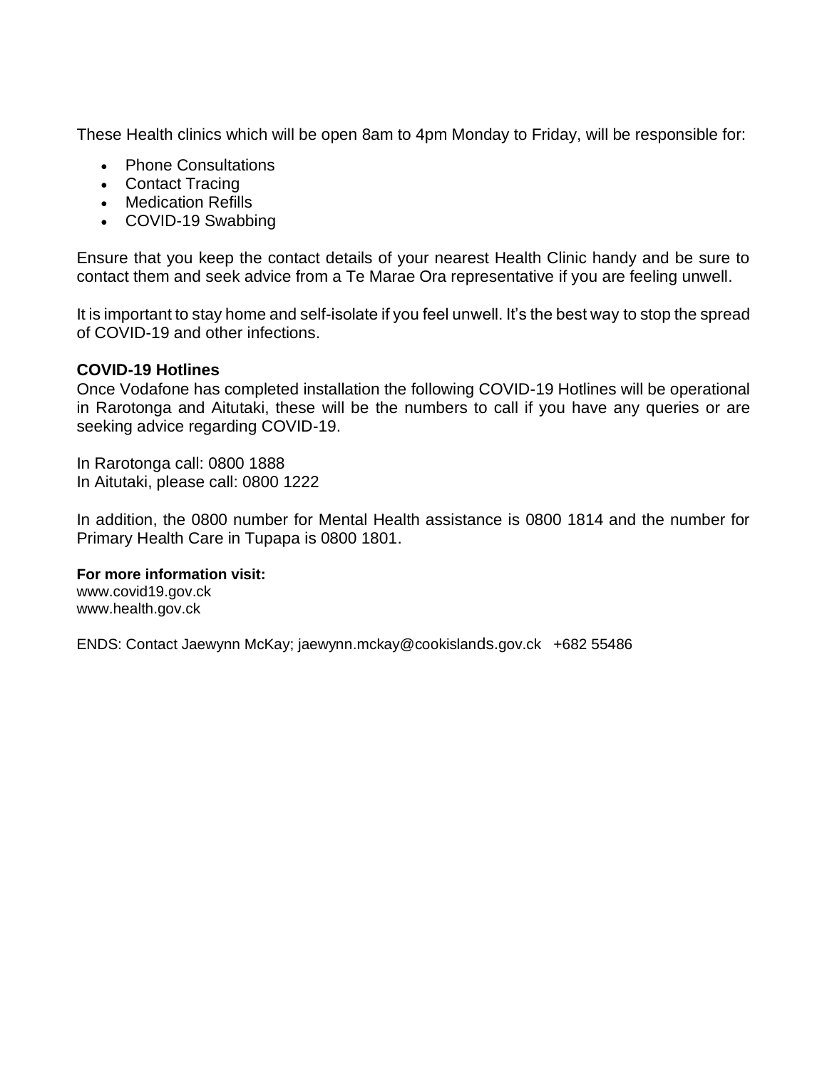These Health clinics which will be open 8am to 4pm Monday to Friday, will be responsible for:

- Phone Consultations
- Contact Tracing
- Medication Refills
- COVID-19 Swabbing

Ensure that you keep the contact details of your nearest Health Clinic handy and be sure to contact them and seek advice from a Te Marae Ora representative if you are feeling unwell.

It is important to stay home and self-isolate if you feel unwell. It's the best way to stop the spread of COVID-19 and other infections.

**COVID-19 Hotlines**

Once Vodafone has completed installation the following COVID-19 Hotlines will be operational in Rarotonga and Aitutaki, these will be the numbers to call if you have any queries or are seeking advice regarding COVID-19.

In Rarotonga call: 0800 1888
In Aitutaki, please call: 0800 1222

In addition, the 0800 number for Mental Health assistance is 0800 1814 and the number for Primary Health Care in Tupapa is 0800 1801.

**For more information visit:**
www.covid19.gov.ck
www.health.gov.ck

ENDS: Contact Jaewynn McKay; jaewynn.mckay@cookislands.gov.ck +682 55486